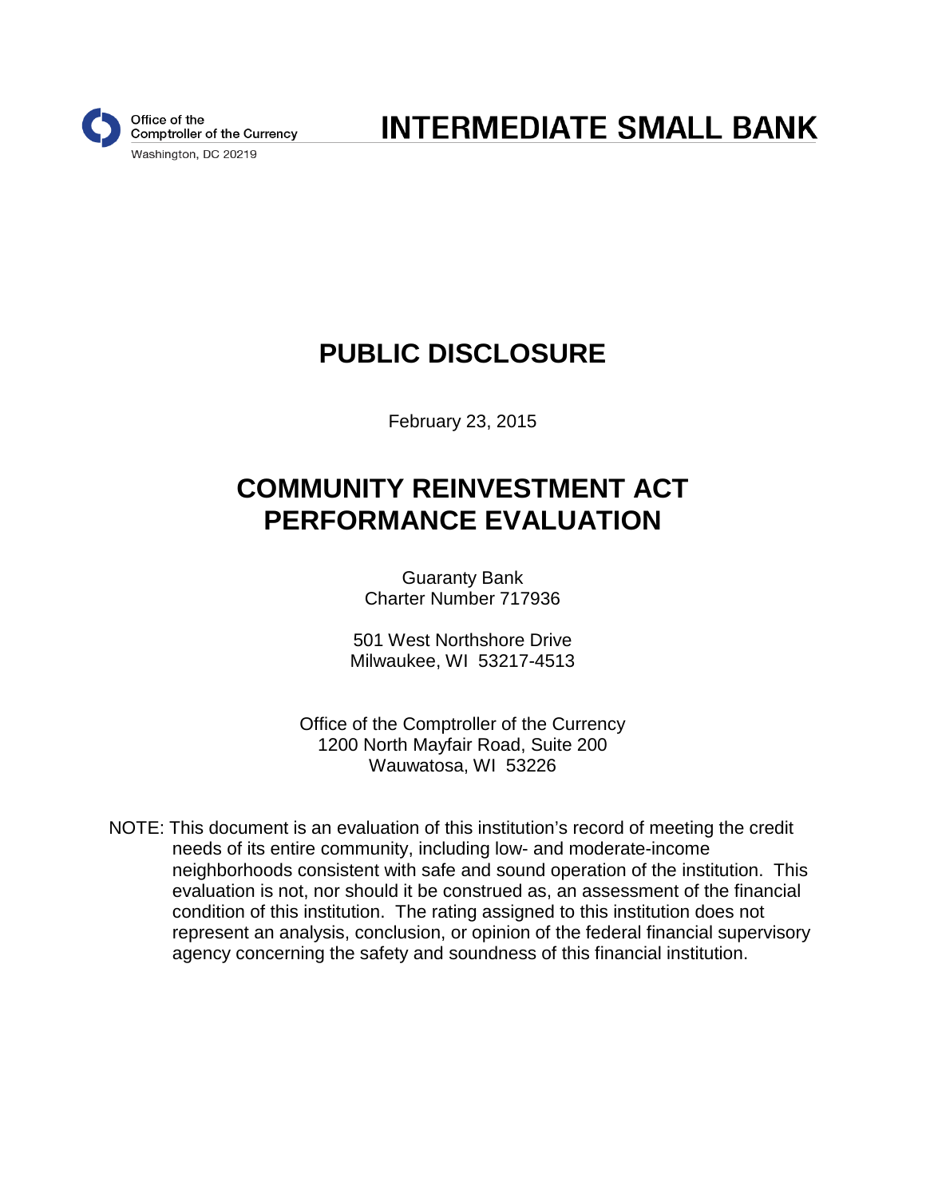Office of the
Comptroller of the Currency
Washington, DC 20219

# INTERMEDIATE SMALL BANK

## PUBLIC DISCLOSURE

February 23, 2015

## COMMUNITY REINVESTMENT ACT PERFORMANCE EVALUATION

Guaranty Bank
Charter Number 717936

501 West Northshore Drive
Milwaukee, WI 53217-4513

Office of the Comptroller of the Currency
1200 North Mayfair Road, Suite 200
Wauwatosa, WI 53226

NOTE: This document is an evaluation of this institution's record of meeting the credit needs of its entire community, including low- and moderate-income neighborhoods consistent with safe and sound operation of the institution. This evaluation is not, nor should it be construed as, an assessment of the financial condition of this institution. The rating assigned to this institution does not represent an analysis, conclusion, or opinion of the federal financial supervisory agency concerning the safety and soundness of this financial institution.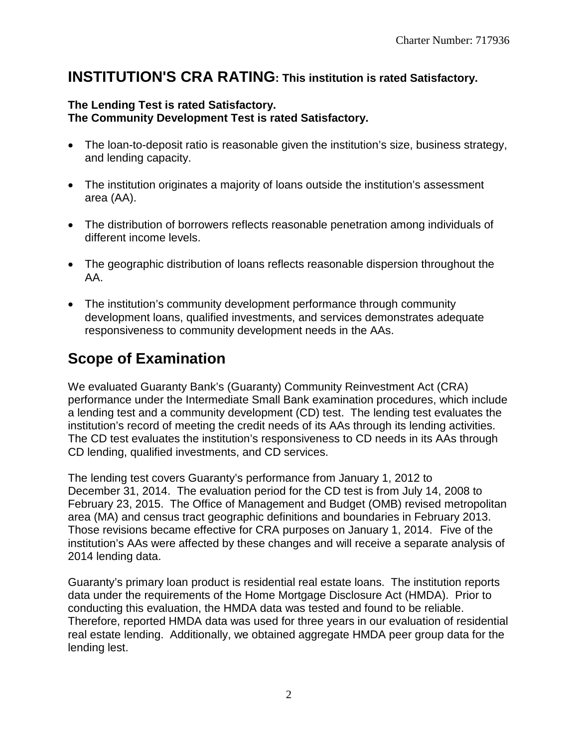# INSTITUTION'S CRA RATING: This institution is rated Satisfactory.

**The Lending Test is rated Satisfactory.**
**The Community Development Test is rated Satisfactory.**

- The loan-to-deposit ratio is reasonable given the institution's size, business strategy, and lending capacity.
- The institution originates a majority of loans outside the institution's assessment area (AA).
- The distribution of borrowers reflects reasonable penetration among individuals of different income levels.
- The geographic distribution of loans reflects reasonable dispersion throughout the AA.
- The institution's community development performance through community development loans, qualified investments, and services demonstrates adequate responsiveness to community development needs in the AAs.

# Scope of Examination

We evaluated Guaranty Bank's (Guaranty) Community Reinvestment Act (CRA) performance under the Intermediate Small Bank examination procedures, which include a lending test and a community development (CD) test. The lending test evaluates the institution's record of meeting the credit needs of its AAs through its lending activities. The CD test evaluates the institution's responsiveness to CD needs in its AAs through CD lending, qualified investments, and CD services.

The lending test covers Guaranty's performance from January 1, 2012 to December 31, 2014. The evaluation period for the CD test is from July 14, 2008 to February 23, 2015. The Office of Management and Budget (OMB) revised metropolitan area (MA) and census tract geographic definitions and boundaries in February 2013. Those revisions became effective for CRA purposes on January 1, 2014. Five of the institution's AAs were affected by these changes and will receive a separate analysis of 2014 lending data.

Guaranty's primary loan product is residential real estate loans. The institution reports data under the requirements of the Home Mortgage Disclosure Act (HMDA). Prior to conducting this evaluation, the HMDA data was tested and found to be reliable. Therefore, reported HMDA data was used for three years in our evaluation of residential real estate lending. Additionally, we obtained aggregate HMDA peer group data for the lending lest.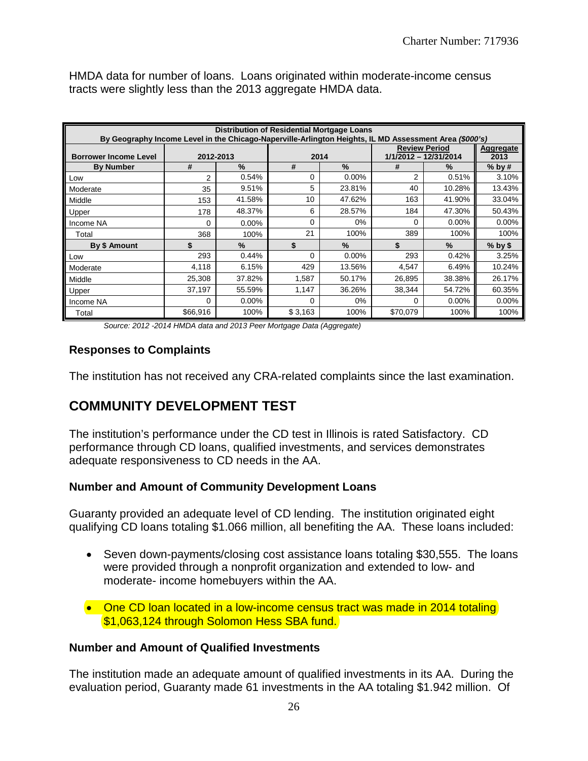HMDA data for number of loans. Loans originated within moderate-income census tracts were slightly less than the 2013 aggregate HMDA data.

| Distribution of Residential Mortgage Loans By Geography Income Level in the Chicago-Naperville-Arlington Heights, IL MD Assessment Area *($000's)* | | | | | | | |
|---|---|---|---|---|---|---|---|
| **Borrower Income Level** | **2012-2013** | | **2014** | | **Review Period 1/1/2012 – 12/31/2014** | | **Aggregate 2013** |
| **By Number** | **#** | **%** | **#** | **%** | **#** | **%** | **% by #** |
| Low | 2 | 0.54% | 0 | 0.00% | 2 | 0.51% | 3.10% |
| Moderate | 35 | 9.51% | 5 | 23.81% | 40 | 10.28% | 13.43% |
| Middle | 153 | 41.58% | 10 | 47.62% | 163 | 41.90% | 33.04% |
| Upper | 178 | 48.37% | 6 | 28.57% | 184 | 47.30% | 50.43% |
| Income NA | 0 | 0.00% | 0 | 0% | 0 | 0.00% | 0.00% |
| Total | 368 | 100% | 21 | 100% | 389 | 100% | 100% |
| **By $ Amount** | **$** | **%** | **$** | **%** | **$** | **%** | **% by $** |
| Low | 293 | 0.44% | 0 | 0.00% | 293 | 0.42% | 3.25% |
| Moderate | 4,118 | 6.15% | 429 | 13.56% | 4,547 | 6.49% | 10.24% |
| Middle | 25,308 | 37.82% | 1,587 | 50.17% | 26,895 | 38.38% | 26.17% |
| Upper | 37,197 | 55.59% | 1,147 | 36.26% | 38,344 | 54.72% | 60.35% |
| Income NA | 0 | 0.00% | 0 | 0% | 0 | 0.00% | 0.00% |
| Total | $66,916 | 100% | $ 3,163 | 100% | $70,079 | 100% | 100% |

*Source: 2012 -2014 HMDA data and 2013 Peer Mortgage Data (Aggregate)*

### Responses to Complaints

The institution has not received any CRA-related complaints since the last examination.

## COMMUNITY DEVELOPMENT TEST

The institution's performance under the CD test in Illinois is rated Satisfactory. CD performance through CD loans, qualified investments, and services demonstrates adequate responsiveness to CD needs in the AA.

### Number and Amount of Community Development Loans

Guaranty provided an adequate level of CD lending. The institution originated eight qualifying CD loans totaling $1.066 million, all benefiting the AA. These loans included:

- Seven down-payments/closing cost assistance loans totaling $30,555. The loans were provided through a nonprofit organization and extended to low- and moderate- income homebuyers within the AA.
- One CD loan located in a low-income census tract was made in 2014 totaling $1,063,124 through Solomon Hess SBA fund.

### Number and Amount of Qualified Investments

The institution made an adequate amount of qualified investments in its AA. During the evaluation period, Guaranty made 61 investments in the AA totaling $1.942 million. Of